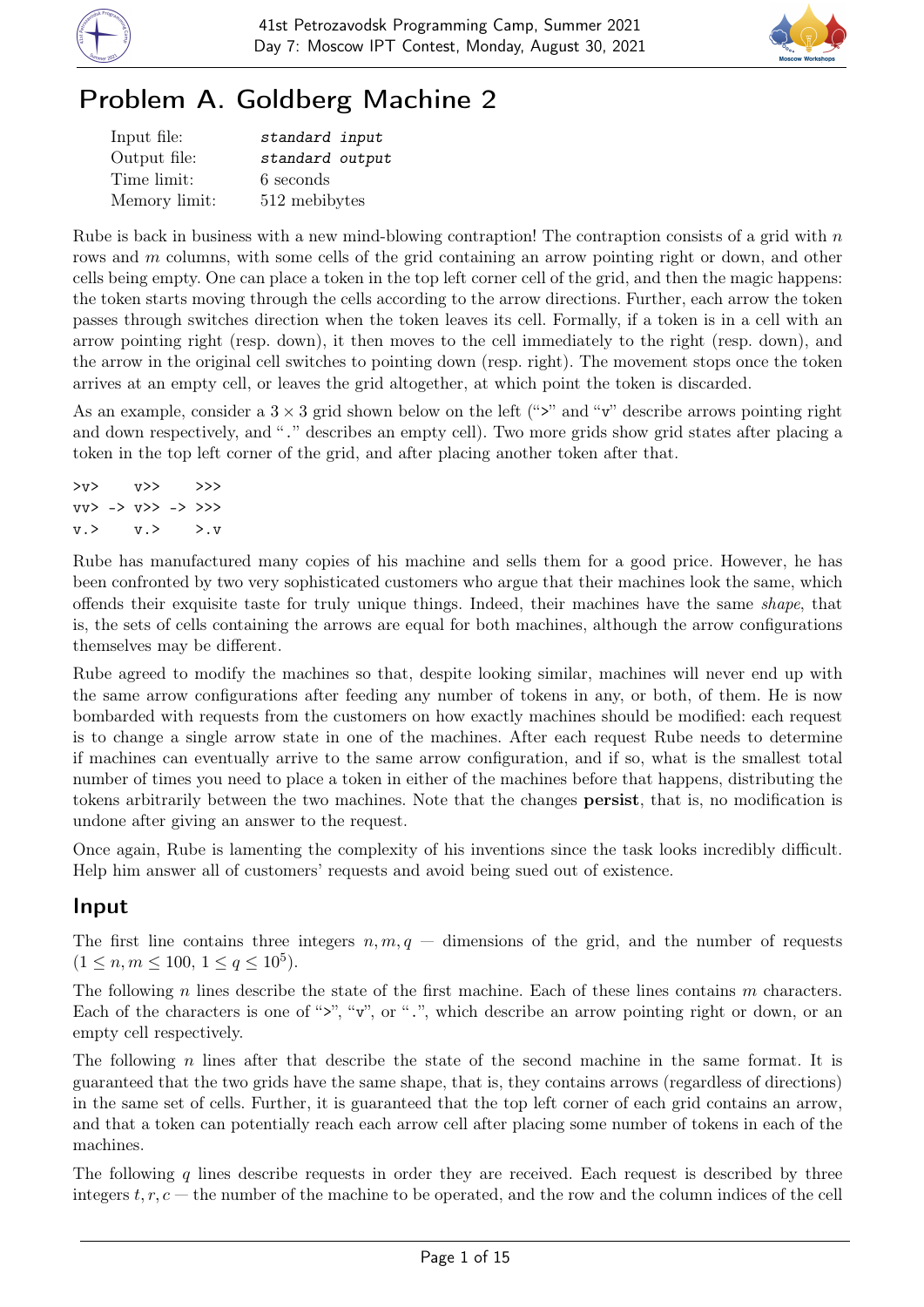# Problem A. Goldberg Machine 2

| | |
|---|---|
| Input file: | standard input |
| Output file: | standard output |
| Time limit: | 6 seconds |
| Memory limit: | 512 mebibytes |

Rube is back in business with a new mind-blowing contraption! The contraption consists of a grid with $n$ rows and $m$ columns, with some cells of the grid containing an arrow pointing right or down, and other cells being empty. One can place a token in the top left corner cell of the grid, and then the magic happens: the token starts moving through the cells according to the arrow directions. Further, each arrow the token passes through switches direction when the token leaves its cell. Formally, if a token is in a cell with an arrow pointing right (resp. down), it then moves to the cell immediately to the right (resp. down), and the arrow in the original cell switches to pointing down (resp. right). The movement stops once the token arrives at an empty cell, or leaves the grid altogether, at which point the token is discarded.

As an example, consider a $3 \times 3$ grid shown below on the left ("`>`" and "`v`" describe arrows pointing right and down respectively, and "`.`" describes an empty cell). Two more grids show grid states after placing a token in the top left corner of the grid, and after placing another token after that.

```
>v>     v>>     >>>
vv> ->  v>> ->  >>>
v.>     v.>     >.v
```

Rube has manufactured many copies of his machine and sells them for a good price. However, he has been confronted by two very sophisticated customers who argue that their machines look the same, which offends their exquisite taste for truly unique things. Indeed, their machines have the same *shape*, that is, the sets of cells containing the arrows are equal for both machines, although the arrow configurations themselves may be different.

Rube agreed to modify the machines so that, despite looking similar, machines will never end up with the same arrow configurations after feeding any number of tokens in any, or both, of them. He is now bombarded with requests from the customers on how exactly machines should be modified: each request is to change a single arrow state in one of the machines. After each request Rube needs to determine if machines can eventually arrive to the same arrow configuration, and if so, what is the smallest total number of times you need to place a token in either of the machines before that happens, distributing the tokens arbitrarily between the two machines. Note that the changes **persist**, that is, no modification is undone after giving an answer to the request.

Once again, Rube is lamenting the complexity of his inventions since the task looks incredibly difficult. Help him answer all of customers' requests and avoid being sued out of existence.

## Input

The first line contains three integers $n, m, q$ — dimensions of the grid, and the number of requests ($1 \le n, m \le 100$, $1 \le q \le 10^5$).

The following $n$ lines describe the state of the first machine. Each of these lines contains $m$ characters. Each of the characters is one of "`>`", "`v`", or "`.`", which describe an arrow pointing right or down, or an empty cell respectively.

The following $n$ lines after that describe the state of the second machine in the same format. It is guaranteed that the two grids have the same shape, that is, they contains arrows (regardless of directions) in the same set of cells. Further, it is guaranteed that the top left corner of each grid contains an arrow, and that a token can potentially reach each arrow cell after placing some number of tokens in each of the machines.

The following $q$ lines describe requests in order they are received. Each request is described by three integers $t, r, c$ — the number of the machine to be operated, and the row and the column indices of the cell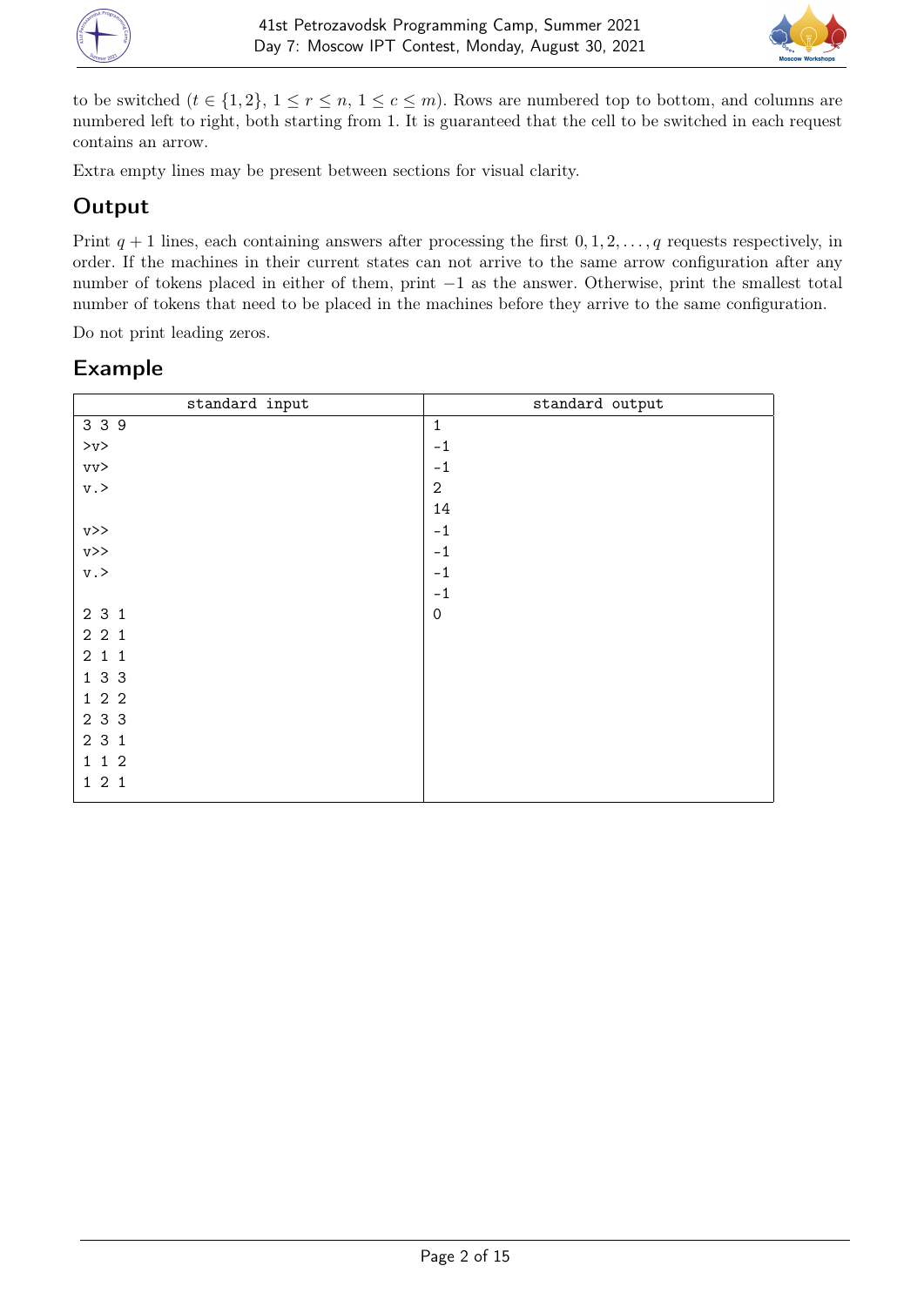to be switched ($t \in \{1, 2\}$, $1 \le r \le n$, $1 \le c \le m$). Rows are numbered top to bottom, and columns are numbered left to right, both starting from 1. It is guaranteed that the cell to be switched in each request contains an arrow.

Extra empty lines may be present between sections for visual clarity.

## Output

Print $q + 1$ lines, each containing answers after processing the first $0, 1, 2, \ldots, q$ requests respectively, in order. If the machines in their current states can not arrive to the same arrow configuration after any number of tokens placed in either of them, print $-1$ as the answer. Otherwise, print the smallest total number of tokens that need to be placed in the machines before they arrive to the same configuration.

Do not print leading zeros.

## Example

| standard input | standard output |
|---|---|
| <pre>3 3 9<br>>v><br>vv><br>v.><br><br>v>><br>v>><br>v.><br><br>2 3 1<br>2 2 1<br>2 1 1<br>1 3 3<br>1 2 2<br>2 3 3<br>2 3 1<br>1 1 2<br>1 2 1</pre> | <pre>1<br>-1<br>-1<br>2<br>14<br>-1<br>-1<br>-1<br>-1<br>0</pre> |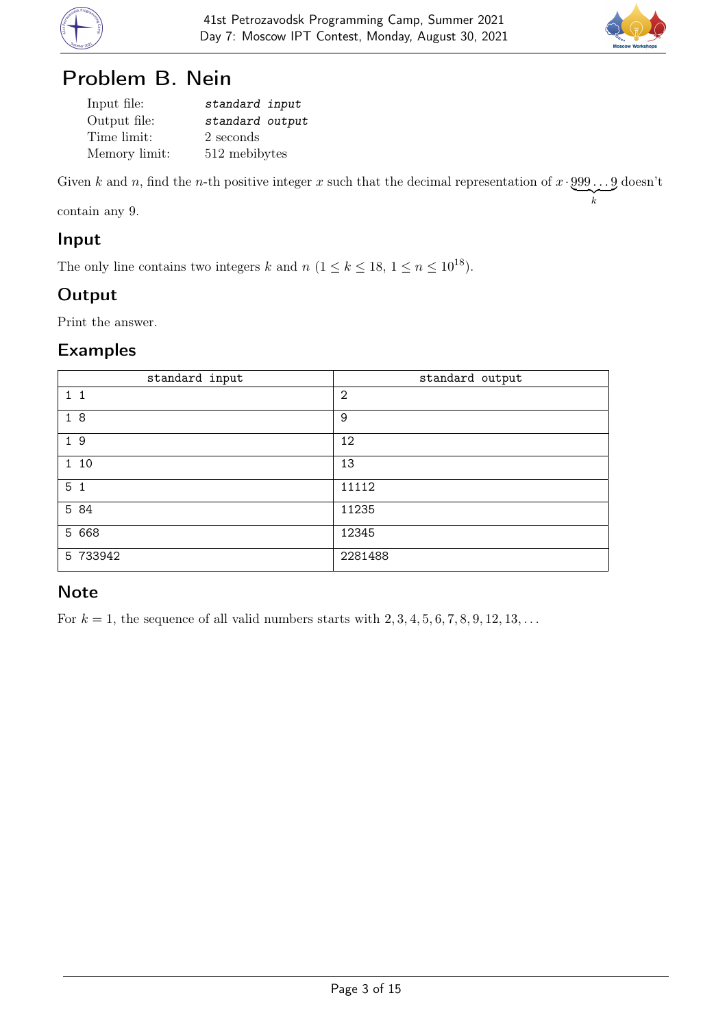# Problem B. Nein

| | |
|---|---|
| Input file: | *standard input* |
| Output file: | *standard output* |
| Time limit: | 2 seconds |
| Memory limit: | 512 mebibytes |

Given $k$ and $n$, find the $n$-th positive integer $x$ such that the decimal representation of $x \cdot \underbrace{999\ldots9}_{k}$ doesn't contain any 9.

## Input

The only line contains two integers $k$ and $n$ ($1 \le k \le 18$, $1 \le n \le 10^{18}$).

## Output

Print the answer.

## Examples

| standard input | standard output |
|---|---|
| 1 1 | 2 |
| 1 8 | 9 |
| 1 9 | 12 |
| 1 10 | 13 |
| 5 1 | 11112 |
| 5 84 | 11235 |
| 5 668 | 12345 |
| 5 733942 | 2281488 |

## Note

For $k = 1$, the sequence of all valid numbers starts with $2, 3, 4, 5, 6, 7, 8, 9, 12, 13, \ldots$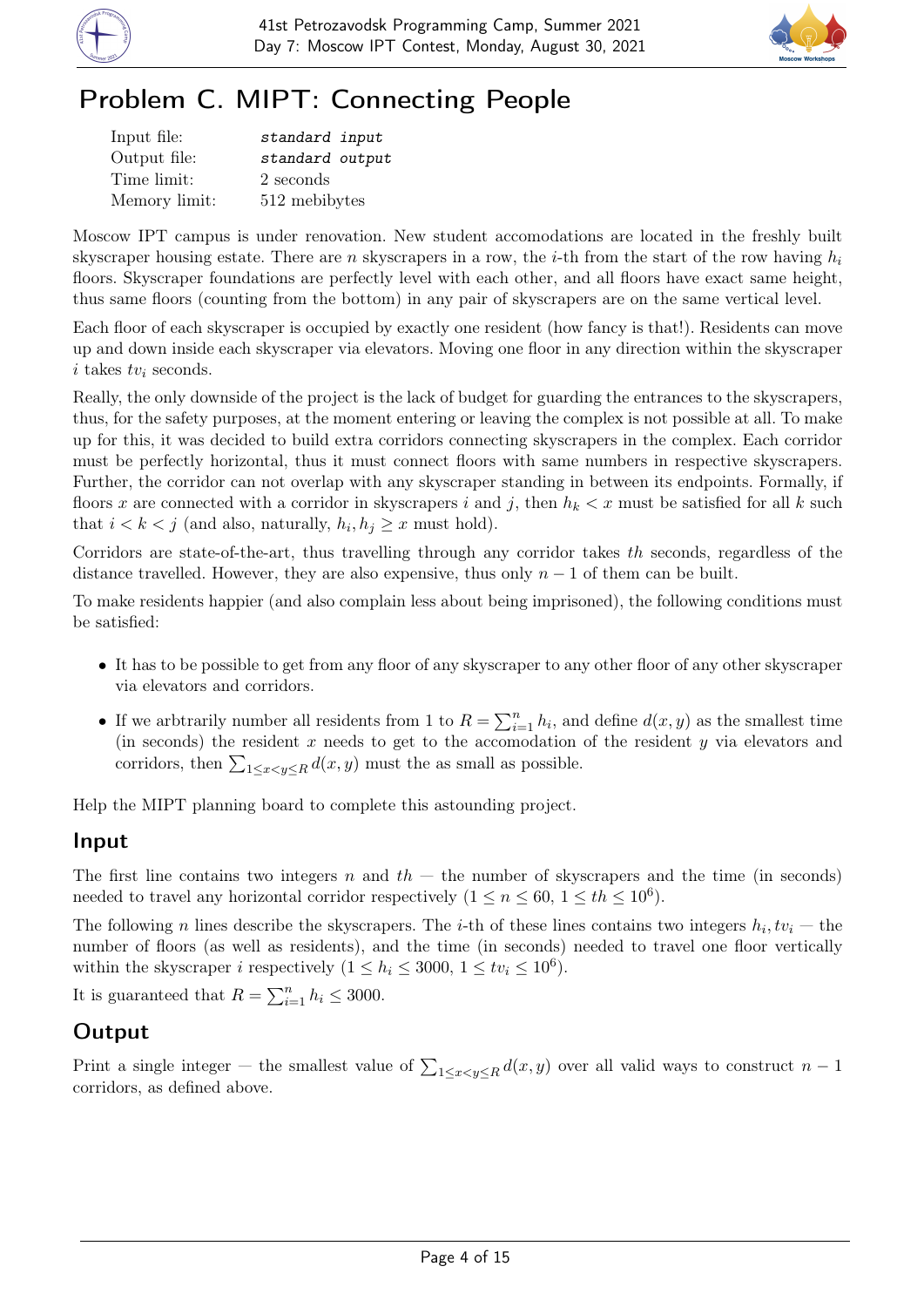# Problem C. MIPT: Connecting People

| | |
|---|---|
| Input file: | *standard input* |
| Output file: | *standard output* |
| Time limit: | 2 seconds |
| Memory limit: | 512 mebibytes |

Moscow IPT campus is under renovation. New student accomodations are located in the freshly built skyscraper housing estate. There are $n$ skyscrapers in a row, the $i$-th from the start of the row having $h_i$ floors. Skyscraper foundations are perfectly level with each other, and all floors have exact same height, thus same floors (counting from the bottom) in any pair of skyscrapers are on the same vertical level.

Each floor of each skyscraper is occupied by exactly one resident (how fancy is that!). Residents can move up and down inside each skyscraper via elevators. Moving one floor in any direction within the skyscraper $i$ takes $tv_i$ seconds.

Really, the only downside of the project is the lack of budget for guarding the entrances to the skyscrapers, thus, for the safety purposes, at the moment entering or leaving the complex is not possible at all. To make up for this, it was decided to build extra corridors connecting skyscrapers in the complex. Each corridor must be perfectly horizontal, thus it must connect floors with same numbers in respective skyscrapers. Further, the corridor can not overlap with any skyscraper standing in between its endpoints. Formally, if floors $x$ are connected with a corridor in skyscrapers $i$ and $j$, then $h_k < x$ must be satisfied for all $k$ such that $i < k < j$ (and also, naturally, $h_i, h_j \geq x$ must hold).

Corridors are state-of-the-art, thus travelling through any corridor takes $th$ seconds, regardless of the distance travelled. However, they are also expensive, thus only $n - 1$ of them can be built.

To make residents happier (and also complain less about being imprisoned), the following conditions must be satisfied:

- It has to be possible to get from any floor of any skyscraper to any other floor of any other skyscraper via elevators and corridors.
- If we arbtrarily number all residents from 1 to $R = \sum_{i=1}^{n} h_i$, and define $d(x, y)$ as the smallest time (in seconds) the resident $x$ needs to get to the accomodation of the resident $y$ via elevators and corridors, then $\sum_{1 \leq x < y \leq R} d(x, y)$ must the as small as possible.

Help the MIPT planning board to complete this astounding project.

## Input

The first line contains two integers $n$ and $th$ — the number of skyscrapers and the time (in seconds) needed to travel any horizontal corridor respectively ($1 \leq n \leq 60$, $1 \leq th \leq 10^6$).

The following $n$ lines describe the skyscrapers. The $i$-th of these lines contains two integers $h_i, tv_i$ — the number of floors (as well as residents), and the time (in seconds) needed to travel one floor vertically within the skyscraper $i$ respectively ($1 \leq h_i \leq 3000$, $1 \leq tv_i \leq 10^6$).

It is guaranteed that $R = \sum_{i=1}^{n} h_i \leq 3000$.

## Output

Print a single integer — the smallest value of $\sum_{1 \leq x < y \leq R} d(x, y)$ over all valid ways to construct $n - 1$ corridors, as defined above.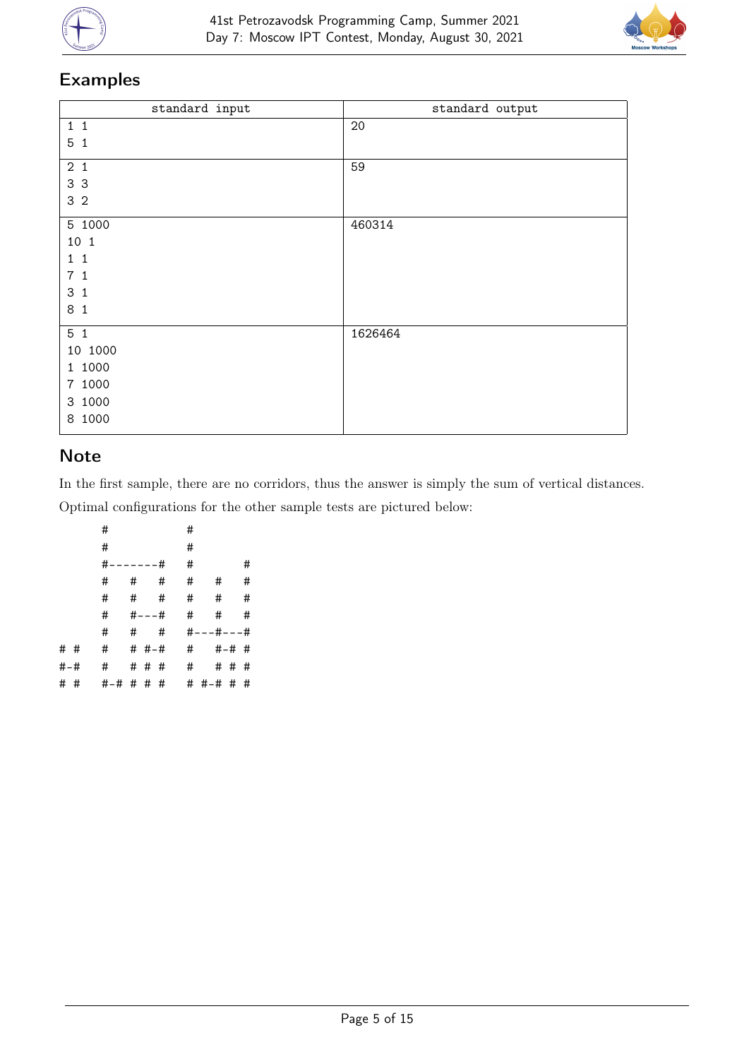## Examples

| standard input | standard output |
|---|---|
| 1 1<br>5 1 | 20 |
| 2 1<br>3 3<br>3 2 | 59 |
| 5 1000<br>10 1<br>1 1<br>7 1<br>3 1<br>8 1 | 460314 |
| 5 1<br>10 1000<br>1 1000<br>7 1000<br>3 1000<br>8 1000 | 1626464 |

## Note

In the first sample, there are no corridors, thus the answer is simply the sum of vertical distances.

Optimal configurations for the other sample tests are pictured below:

```
       #             #
       #             #
       #-------#     #       #
       #   #   #     #   #   #
       #   #   #     #   #   #
       #   #---#     #   #   #
       #   #   #     #---#---#
# #    #   # #-#     #   #-# #
#-#    #   # # #     #   # # #
# #    #-# # # #     # #-# # #
```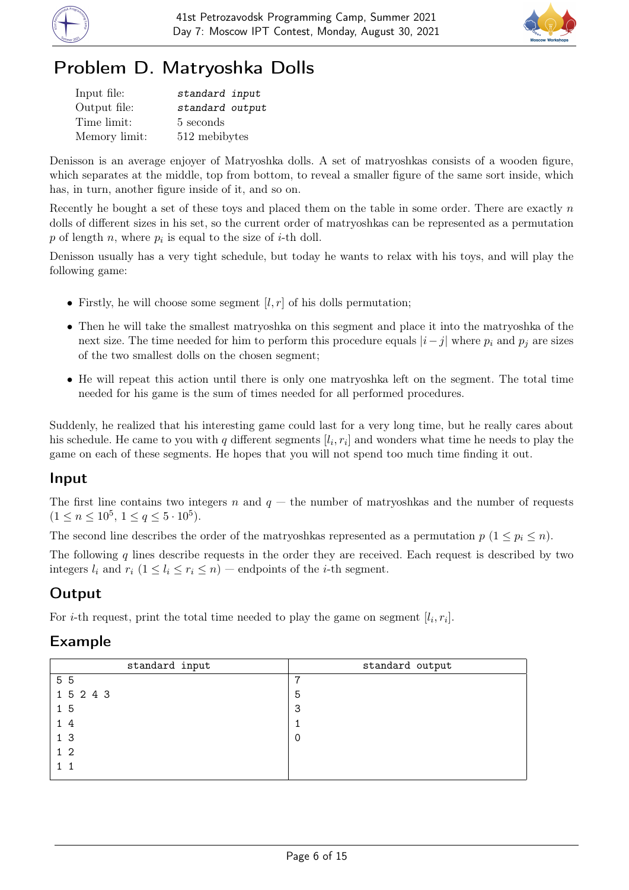# Problem D. Matryoshka Dolls

| | |
|---|---|
| Input file: | *standard input* |
| Output file: | *standard output* |
| Time limit: | 5 seconds |
| Memory limit: | 512 mebibytes |

Denisson is an average enjoyer of Matryoshka dolls. A set of matryoshkas consists of a wooden figure, which separates at the middle, top from bottom, to reveal a smaller figure of the same sort inside, which has, in turn, another figure inside of it, and so on.

Recently he bought a set of these toys and placed them on the table in some order. There are exactly $n$ dolls of different sizes in his set, so the current order of matryoshkas can be represented as a permutation $p$ of length $n$, where $p_i$ is equal to the size of $i$-th doll.

Denisson usually has a very tight schedule, but today he wants to relax with his toys, and will play the following game:

- Firstly, he will choose some segment $[l, r]$ of his dolls permutation;
- Then he will take the smallest matryoshka on this segment and place it into the matryoshka of the next size. The time needed for him to perform this procedure equals $|i - j|$ where $p_i$ and $p_j$ are sizes of the two smallest dolls on the chosen segment;
- He will repeat this action until there is only one matryoshka left on the segment. The total time needed for his game is the sum of times needed for all performed procedures.

Suddenly, he realized that his interesting game could last for a very long time, but he really cares about his schedule. He came to you with $q$ different segments $[l_i, r_i]$ and wonders what time he needs to play the game on each of these segments. He hopes that you will not spend too much time finding it out.

## Input

The first line contains two integers $n$ and $q$ — the number of matryoshkas and the number of requests ($1 \le n \le 10^5$, $1 \le q \le 5 \cdot 10^5$).

The second line describes the order of the matryoshkas represented as a permutation $p$ ($1 \le p_i \le n$).

The following $q$ lines describe requests in the order they are received. Each request is described by two integers $l_i$ and $r_i$ ($1 \le l_i \le r_i \le n$) — endpoints of the $i$-th segment.

## Output

For $i$-th request, print the total time needed to play the game on segment $[l_i, r_i]$.

## Example

| standard input | standard output |
|---|---|
| 5 5<br>1 5 2 4 3<br>1 5<br>1 4<br>1 3<br>1 2<br>1 1 | 7<br>5<br>3<br>1<br>0 |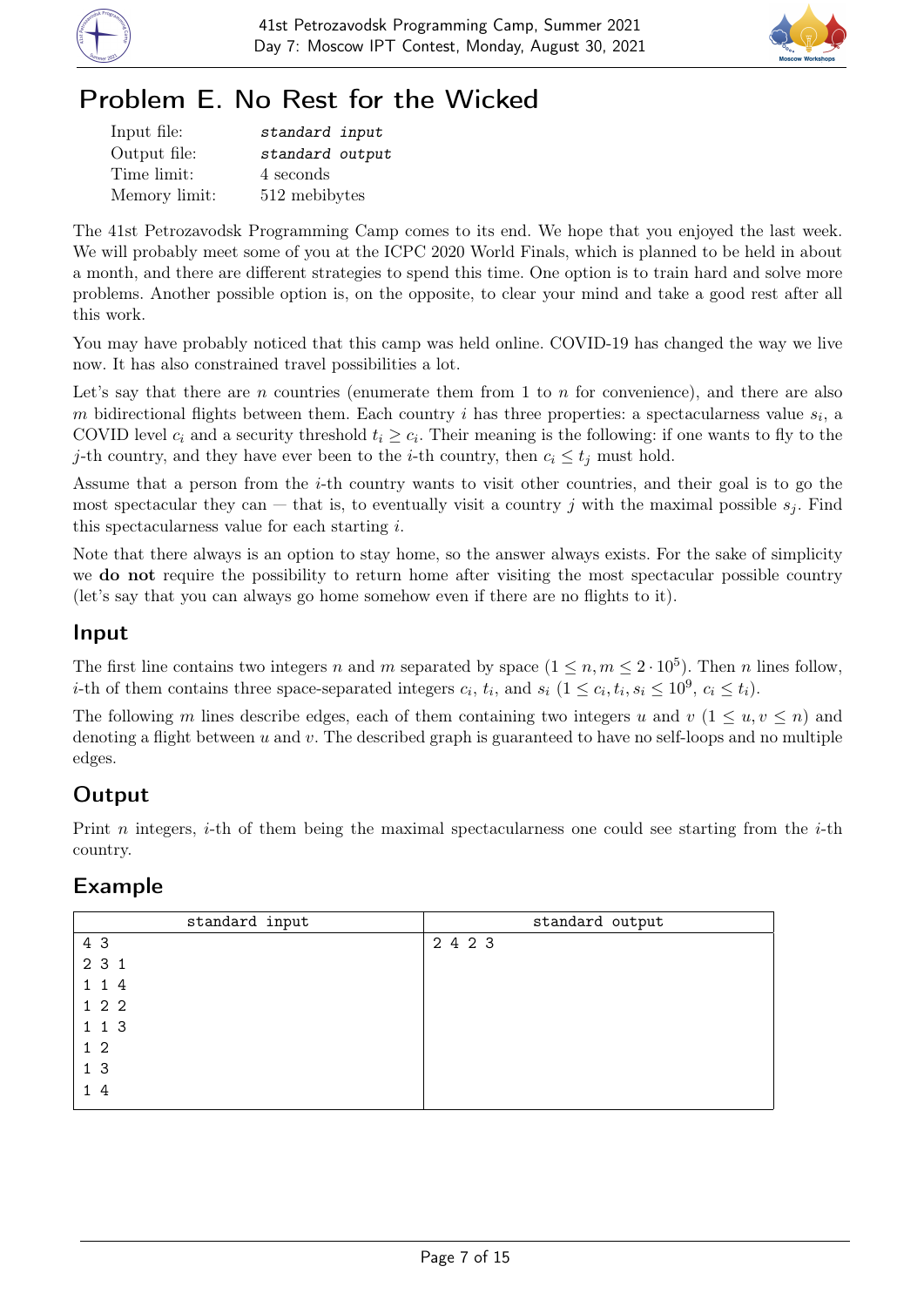# Problem E. No Rest for the Wicked

| | |
|---|---|
| Input file: | *standard input* |
| Output file: | *standard output* |
| Time limit: | 4 seconds |
| Memory limit: | 512 mebibytes |

The 41st Petrozavodsk Programming Camp comes to its end. We hope that you enjoyed the last week. We will probably meet some of you at the ICPC 2020 World Finals, which is planned to be held in about a month, and there are different strategies to spend this time. One option is to train hard and solve more problems. Another possible option is, on the opposite, to clear your mind and take a good rest after all this work.

You may have probably noticed that this camp was held online. COVID-19 has changed the way we live now. It has also constrained travel possibilities a lot.

Let's say that there are $n$ countries (enumerate them from 1 to $n$ for convenience), and there are also $m$ bidirectional flights between them. Each country $i$ has three properties: a spectacularness value $s_i$, a COVID level $c_i$ and a security threshold $t_i \geq c_i$. Their meaning is the following: if one wants to fly to the $j$-th country, and they have ever been to the $i$-th country, then $c_i \leq t_j$ must hold.

Assume that a person from the $i$-th country wants to visit other countries, and their goal is to go the most spectacular they can — that is, to eventually visit a country $j$ with the maximal possible $s_j$. Find this spectacularness value for each starting $i$.

Note that there always is an option to stay home, so the answer always exists. For the sake of simplicity we **do not** require the possibility to return home after visiting the most spectacular possible country (let's say that you can always go home somehow even if there are no flights to it).

## Input

The first line contains two integers $n$ and $m$ separated by space ($1 \leq n, m \leq 2 \cdot 10^5$). Then $n$ lines follow, $i$-th of them contains three space-separated integers $c_i$, $t_i$, and $s_i$ ($1 \leq c_i, t_i, s_i \leq 10^9$, $c_i \leq t_i$).

The following $m$ lines describe edges, each of them containing two integers $u$ and $v$ ($1 \leq u, v \leq n$) and denoting a flight between $u$ and $v$. The described graph is guaranteed to have no self-loops and no multiple edges.

## Output

Print $n$ integers, $i$-th of them being the maximal spectacularness one could see starting from the $i$-th country.

## Example

| standard input | standard output |
|---|---|
| 4 3<br>2 3 1<br>1 1 4<br>1 2 2<br>1 1 3<br>1 2<br>1 3<br>1 4 | 2 4 2 3 |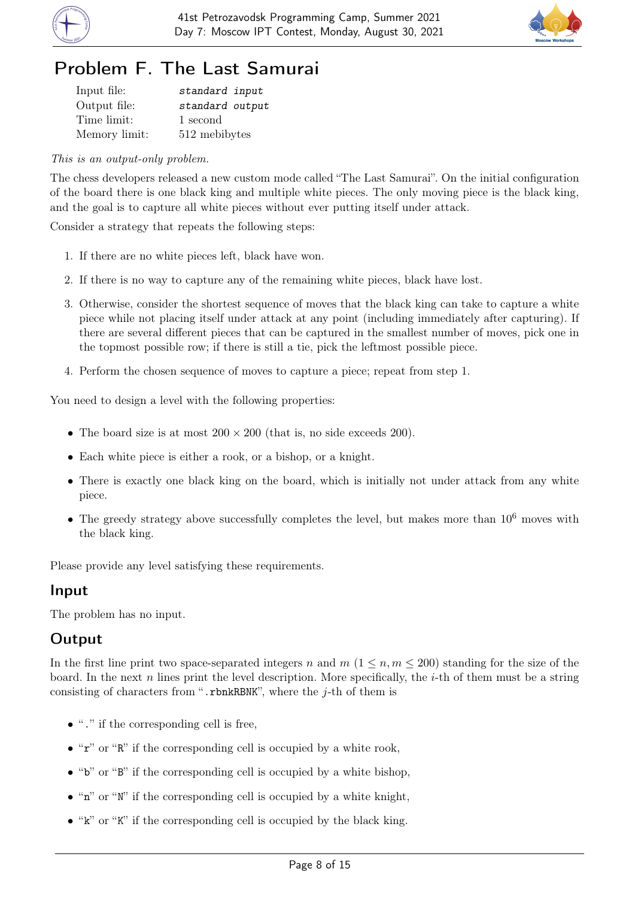# Problem F. The Last Samurai

| | |
|---|---|
| Input file: | *standard input* |
| Output file: | *standard output* |
| Time limit: | 1 second |
| Memory limit: | 512 mebibytes |

*This is an output-only problem.*

The chess developers released a new custom mode called "The Last Samurai". On the initial configuration of the board there is one black king and multiple white pieces. The only moving piece is the black king, and the goal is to capture all white pieces without ever putting itself under attack.

Consider a strategy that repeats the following steps:

1. If there are no white pieces left, black have won.
2. If there is no way to capture any of the remaining white pieces, black have lost.
3. Otherwise, consider the shortest sequence of moves that the black king can take to capture a white piece while not placing itself under attack at any point (including immediately after capturing). If there are several different pieces that can be captured in the smallest number of moves, pick one in the topmost possible row; if there is still a tie, pick the leftmost possible piece.
4. Perform the chosen sequence of moves to capture a piece; repeat from step 1.

You need to design a level with the following properties:

- The board size is at most $200 \times 200$ (that is, no side exceeds 200).
- Each white piece is either a rook, or a bishop, or a knight.
- There is exactly one black king on the board, which is initially not under attack from any white piece.
- The greedy strategy above successfully completes the level, but makes more than $10^6$ moves with the black king.

Please provide any level satisfying these requirements.

## Input

The problem has no input.

## Output

In the first line print two space-separated integers $n$ and $m$ ($1 \le n, m \le 200$) standing for the size of the board. In the next $n$ lines print the level description. More specifically, the $i$-th of them must be a string consisting of characters from "`.rbnkRBNK`", where the $j$-th of them is

- "`.`" if the corresponding cell is free,
- "`r`" or "`R`" if the corresponding cell is occupied by a white rook,
- "`b`" or "`B`" if the corresponding cell is occupied by a white bishop,
- "`n`" or "`N`" if the corresponding cell is occupied by a white knight,
- "`k`" or "`K`" if the corresponding cell is occupied by the black king.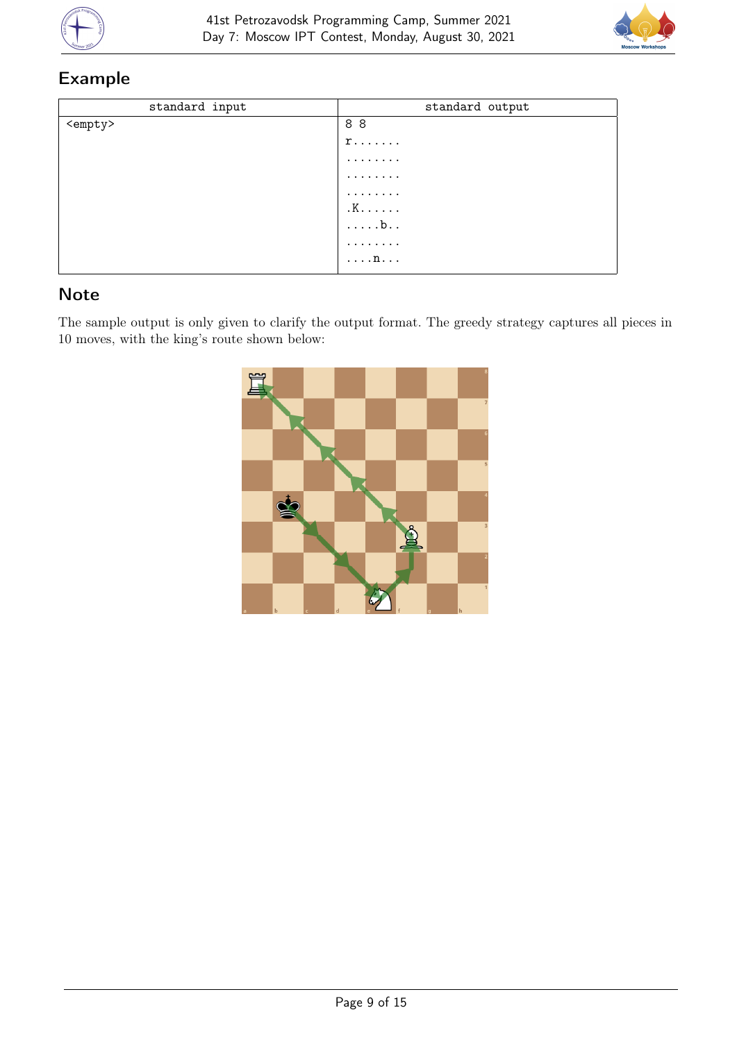## Example

| standard input | standard output |
|---|---|
| `<empty>` | `8 8`<br>`r.......`<br>`........`<br>`........`<br>`........`<br>`.K......`<br>`.....b..`<br>`........`<br>`....n...` |

## Note

The sample output is only given to clarify the output format. The greedy strategy captures all pieces in 10 moves, with the king's route shown below: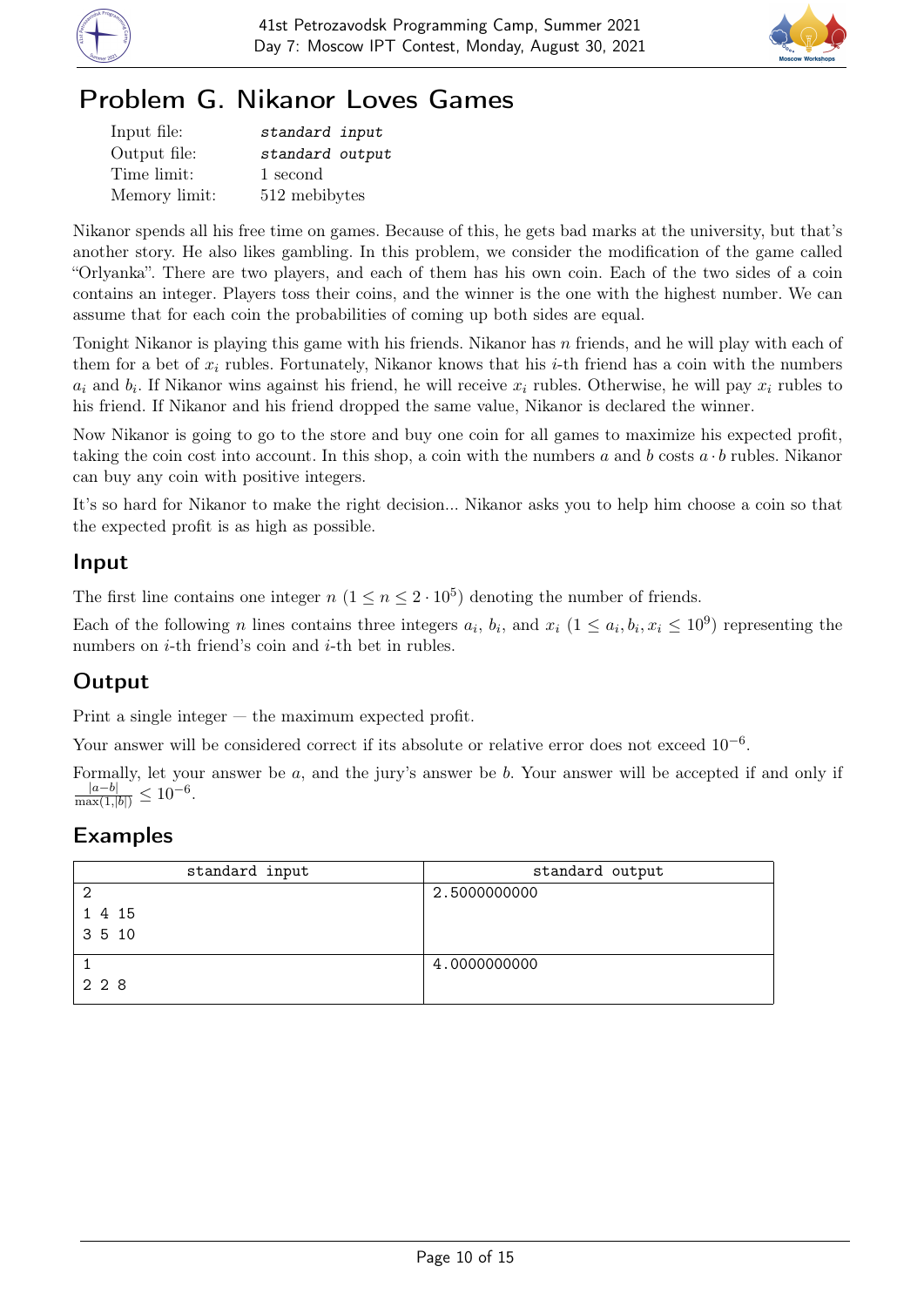# Problem G. Nikanor Loves Games

| | |
|---|---|
| Input file: | *standard input* |
| Output file: | *standard output* |
| Time limit: | 1 second |
| Memory limit: | 512 mebibytes |

Nikanor spends all his free time on games. Because of this, he gets bad marks at the university, but that's another story. He also likes gambling. In this problem, we consider the modification of the game called "Orlyanka". There are two players, and each of them has his own coin. Each of the two sides of a coin contains an integer. Players toss their coins, and the winner is the one with the highest number. We can assume that for each coin the probabilities of coming up both sides are equal.

Tonight Nikanor is playing this game with his friends. Nikanor has $n$ friends, and he will play with each of them for a bet of $x_i$ rubles. Fortunately, Nikanor knows that his $i$-th friend has a coin with the numbers $a_i$ and $b_i$. If Nikanor wins against his friend, he will receive $x_i$ rubles. Otherwise, he will pay $x_i$ rubles to his friend. If Nikanor and his friend dropped the same value, Nikanor is declared the winner.

Now Nikanor is going to go to the store and buy one coin for all games to maximize his expected profit, taking the coin cost into account. In this shop, a coin with the numbers $a$ and $b$ costs $a \cdot b$ rubles. Nikanor can buy any coin with positive integers.

It's so hard for Nikanor to make the right decision... Nikanor asks you to help him choose a coin so that the expected profit is as high as possible.

## Input

The first line contains one integer $n$ ($1 \le n \le 2 \cdot 10^5$) denoting the number of friends.

Each of the following $n$ lines contains three integers $a_i$, $b_i$, and $x_i$ ($1 \le a_i, b_i, x_i \le 10^9$) representing the numbers on $i$-th friend's coin and $i$-th bet in rubles.

## Output

Print a single integer — the maximum expected profit.

Your answer will be considered correct if its absolute or relative error does not exceed $10^{-6}$.

Formally, let your answer be $a$, and the jury's answer be $b$. Your answer will be accepted if and only if $\frac{|a-b|}{\max(1,|b|)} \le 10^{-6}$.

## Examples

| standard input | standard output |
|---|---|
| 2<br>1 4 15<br>3 5 10 | 2.5000000000 |
| 1<br>2 2 8 | 4.0000000000 |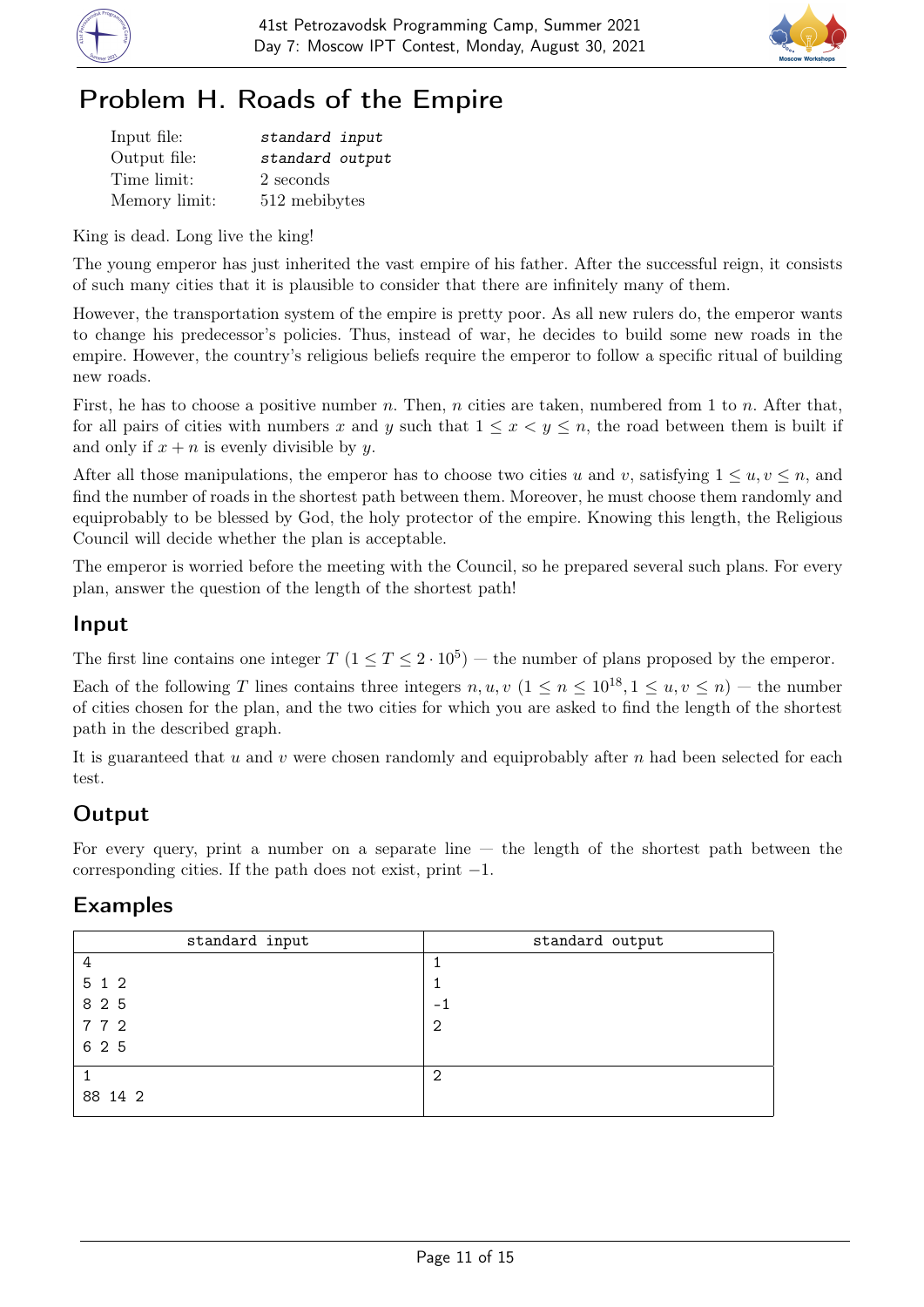# Problem H. Roads of the Empire

| | |
|---|---|
| Input file: | *standard input* |
| Output file: | *standard output* |
| Time limit: | 2 seconds |
| Memory limit: | 512 mebibytes |

King is dead. Long live the king!

The young emperor has just inherited the vast empire of his father. After the successful reign, it consists of such many cities that it is plausible to consider that there are infinitely many of them.

However, the transportation system of the empire is pretty poor. As all new rulers do, the emperor wants to change his predecessor's policies. Thus, instead of war, he decides to build some new roads in the empire. However, the country's religious beliefs require the emperor to follow a specific ritual of building new roads.

First, he has to choose a positive number $n$. Then, $n$ cities are taken, numbered from 1 to $n$. After that, for all pairs of cities with numbers $x$ and $y$ such that $1 \le x < y \le n$, the road between them is built if and only if $x + n$ is evenly divisible by $y$.

After all those manipulations, the emperor has to choose two cities $u$ and $v$, satisfying $1 \le u, v \le n$, and find the number of roads in the shortest path between them. Moreover, he must choose them randomly and equiprobably to be blessed by God, the holy protector of the empire. Knowing this length, the Religious Council will decide whether the plan is acceptable.

The emperor is worried before the meeting with the Council, so he prepared several such plans. For every plan, answer the question of the length of the shortest path!

## Input

The first line contains one integer $T$ $(1 \le T \le 2 \cdot 10^5)$ — the number of plans proposed by the emperor.

Each of the following $T$ lines contains three integers $n, u, v$ $(1 \le n \le 10^{18}, 1 \le u, v \le n)$ — the number of cities chosen for the plan, and the two cities for which you are asked to find the length of the shortest path in the described graph.

It is guaranteed that $u$ and $v$ were chosen randomly and equiprobably after $n$ had been selected for each test.

## Output

For every query, print a number on a separate line — the length of the shortest path between the corresponding cities. If the path does not exist, print $-1$.

## Examples

| standard input | standard output |
|---|---|
| 4<br>5 1 2<br>8 2 5<br>7 7 2<br>6 2 5 | 1<br>1<br>-1<br>2 |
| 1<br>88 14 2 | 2 |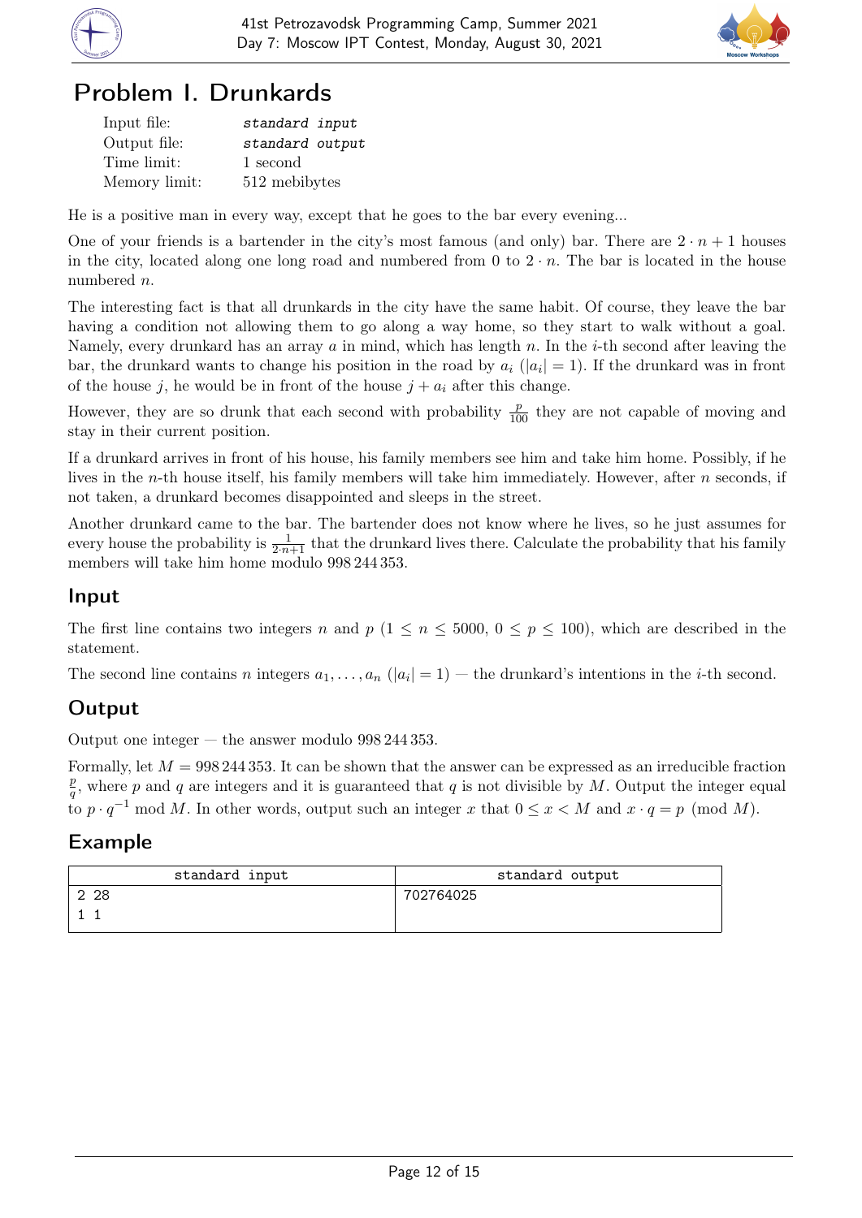# Problem I. Drunkards

| | |
|---|---|
| Input file: | *standard input* |
| Output file: | *standard output* |
| Time limit: | 1 second |
| Memory limit: | 512 mebibytes |

He is a positive man in every way, except that he goes to the bar every evening...

One of your friends is a bartender in the city's most famous (and only) bar. There are $2 \cdot n + 1$ houses in the city, located along one long road and numbered from 0 to $2 \cdot n$. The bar is located in the house numbered $n$.

The interesting fact is that all drunkards in the city have the same habit. Of course, they leave the bar having a condition not allowing them to go along a way home, so they start to walk without a goal. Namely, every drunkard has an array $a$ in mind, which has length $n$. In the $i$-th second after leaving the bar, the drunkard wants to change his position in the road by $a_i$ ($|a_i| = 1$). If the drunkard was in front of the house $j$, he would be in front of the house $j + a_i$ after this change.

However, they are so drunk that each second with probability $\frac{p}{100}$ they are not capable of moving and stay in their current position.

If a drunkard arrives in front of his house, his family members see him and take him home. Possibly, if he lives in the $n$-th house itself, his family members will take him immediately. However, after $n$ seconds, if not taken, a drunkard becomes disappointed and sleeps in the street.

Another drunkard came to the bar. The bartender does not know where he lives, so he just assumes for every house the probability is $\frac{1}{2 \cdot n+1}$ that the drunkard lives there. Calculate the probability that his family members will take him home modulo 998 244 353.

## Input

The first line contains two integers $n$ and $p$ ($1 \le n \le 5000$, $0 \le p \le 100$), which are described in the statement.

The second line contains $n$ integers $a_1, \ldots, a_n$ ($|a_i| = 1$) — the drunkard's intentions in the $i$-th second.

## Output

Output one integer — the answer modulo 998 244 353.

Formally, let $M = 998\,244\,353$. It can be shown that the answer can be expressed as an irreducible fraction $\frac{p}{q}$, where $p$ and $q$ are integers and it is guaranteed that $q$ is not divisible by $M$. Output the integer equal to $p \cdot q^{-1} \bmod M$. In other words, output such an integer $x$ that $0 \le x < M$ and $x \cdot q = p \pmod{M}$.

## Example

| standard input | standard output |
|---|---|
| 2 28<br>1 1 | 702764025 |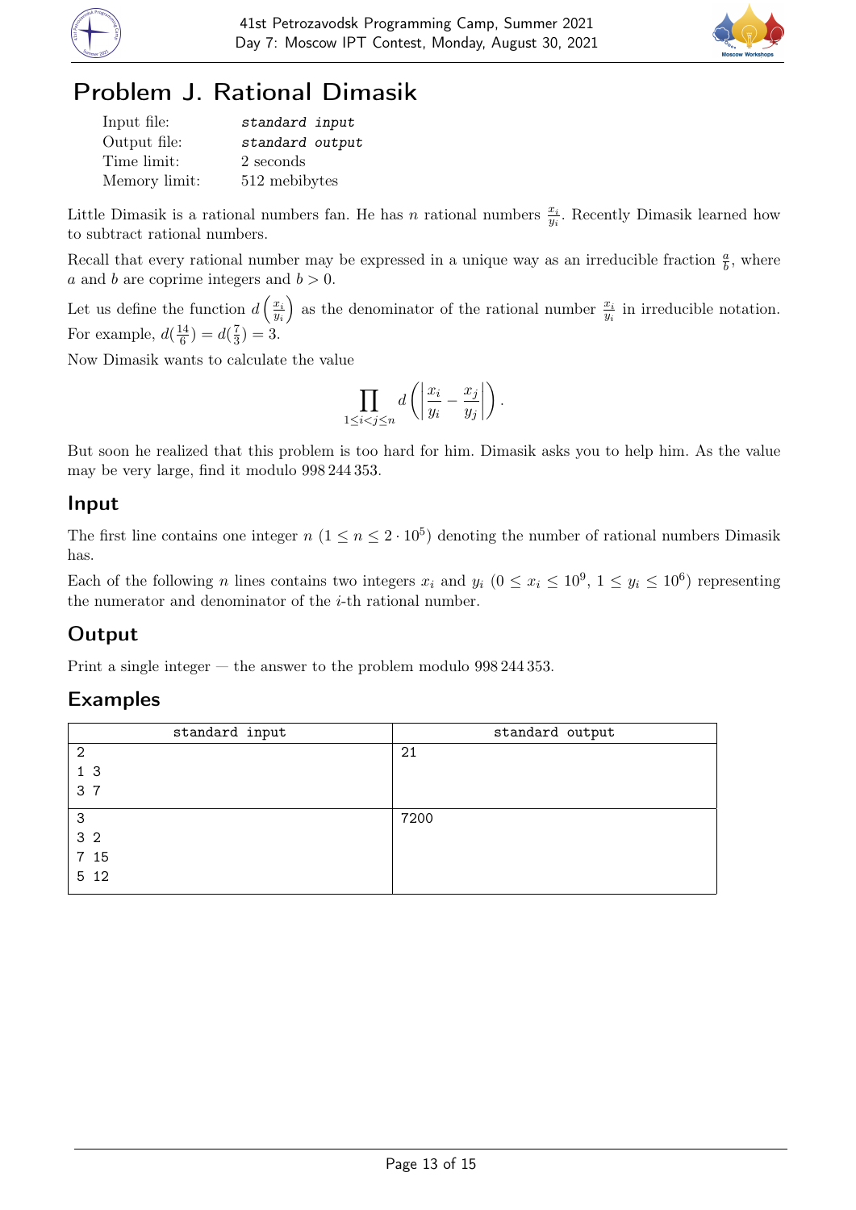# Problem J. Rational Dimasik

| | |
|---|---|
| Input file: | *standard input* |
| Output file: | *standard output* |
| Time limit: | 2 seconds |
| Memory limit: | 512 mebibytes |

Little Dimasik is a rational numbers fan. He has $n$ rational numbers $\frac{x_i}{y_i}$. Recently Dimasik learned how to subtract rational numbers.

Recall that every rational number may be expressed in a unique way as an irreducible fraction $\frac{a}{b}$, where $a$ and $b$ are coprime integers and $b > 0$.

Let us define the function $d\left(\frac{x_i}{y_i}\right)$ as the denominator of the rational number $\frac{x_i}{y_i}$ in irreducible notation. For example, $d(\frac{14}{6}) = d(\frac{7}{3}) = 3$.

Now Dimasik wants to calculate the value

$$\prod_{1 \le i < j \le n} d\left(\left|\frac{x_i}{y_i} - \frac{x_j}{y_j}\right|\right).$$

But soon he realized that this problem is too hard for him. Dimasik asks you to help him. As the value may be very large, find it modulo 998 244 353.

## Input

The first line contains one integer $n$ ($1 \le n \le 2 \cdot 10^5$) denoting the number of rational numbers Dimasik has.

Each of the following $n$ lines contains two integers $x_i$ and $y_i$ ($0 \le x_i \le 10^9$, $1 \le y_i \le 10^6$) representing the numerator and denominator of the $i$-th rational number.

## Output

Print a single integer — the answer to the problem modulo 998 244 353.

## Examples

| standard input | standard output |
|---|---|
| 2<br>1 3<br>3 7 | 21 |
| 3<br>3 2<br>7 15<br>5 12 | 7200 |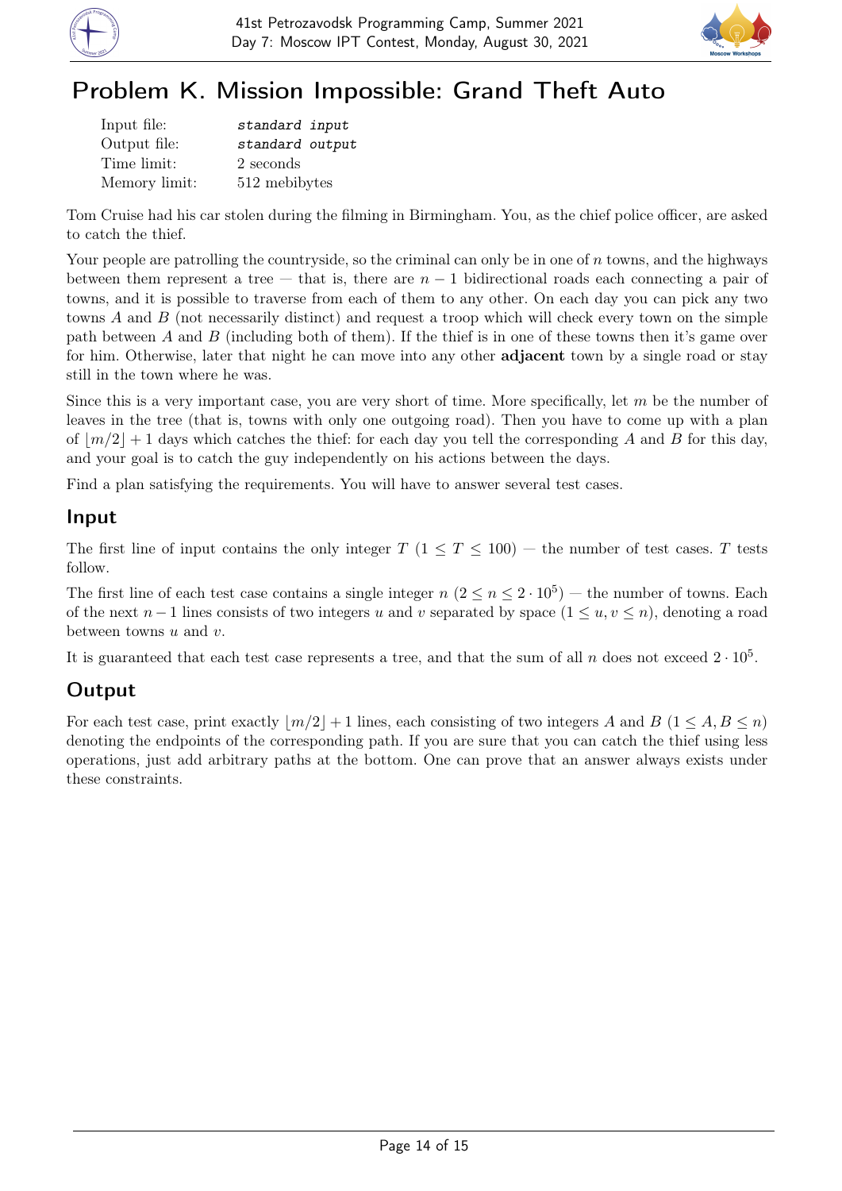# Problem K. Mission Impossible: Grand Theft Auto

| | |
|---|---|
| Input file: | *standard input* |
| Output file: | *standard output* |
| Time limit: | 2 seconds |
| Memory limit: | 512 mebibytes |

Tom Cruise had his car stolen during the filming in Birmingham. You, as the chief police officer, are asked to catch the thief.

Your people are patrolling the countryside, so the criminal can only be in one of $n$ towns, and the highways between them represent a tree — that is, there are $n-1$ bidirectional roads each connecting a pair of towns, and it is possible to traverse from each of them to any other. On each day you can pick any two towns $A$ and $B$ (not necessarily distinct) and request a troop which will check every town on the simple path between $A$ and $B$ (including both of them). If the thief is in one of these towns then it's game over for him. Otherwise, later that night he can move into any other **adjacent** town by a single road or stay still in the town where he was.

Since this is a very important case, you are very short of time. More specifically, let $m$ be the number of leaves in the tree (that is, towns with only one outgoing road). Then you have to come up with a plan of $\lfloor m/2 \rfloor + 1$ days which catches the thief: for each day you tell the corresponding $A$ and $B$ for this day, and your goal is to catch the guy independently on his actions between the days.

Find a plan satisfying the requirements. You will have to answer several test cases.

## Input

The first line of input contains the only integer $T$ ($1 \le T \le 100$) — the number of test cases. $T$ tests follow.

The first line of each test case contains a single integer $n$ ($2 \le n \le 2 \cdot 10^5$) — the number of towns. Each of the next $n-1$ lines consists of two integers $u$ and $v$ separated by space ($1 \le u, v \le n$), denoting a road between towns $u$ and $v$.

It is guaranteed that each test case represents a tree, and that the sum of all $n$ does not exceed $2 \cdot 10^5$.

## Output

For each test case, print exactly $\lfloor m/2 \rfloor + 1$ lines, each consisting of two integers $A$ and $B$ ($1 \le A, B \le n$) denoting the endpoints of the corresponding path. If you are sure that you can catch the thief using less operations, just add arbitrary paths at the bottom. One can prove that an answer always exists under these constraints.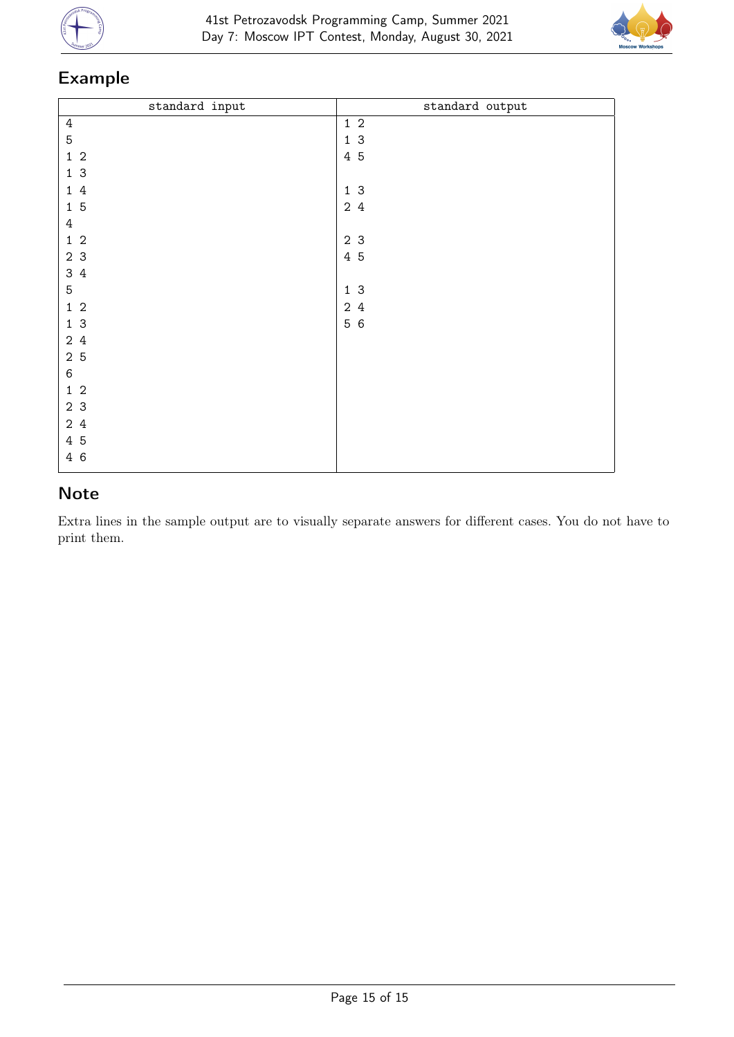## Example

| standard input | standard output |
|---|---|
| 4<br>5<br>1 2<br>1 3<br>1 4<br>1 5<br>4<br>1 2<br>2 3<br>3 4<br>5<br>1 2<br>1 3<br>2 4<br>2 5<br>6<br>1 2<br>2 3<br>2 4<br>4 5<br>4 6 | 1 2<br>1 3<br>4 5<br><br>1 3<br>2 4<br><br>2 3<br>4 5<br><br>1 3<br>2 4<br>5 6 |

## Note

Extra lines in the sample output are to visually separate answers for different cases. You do not have to print them.